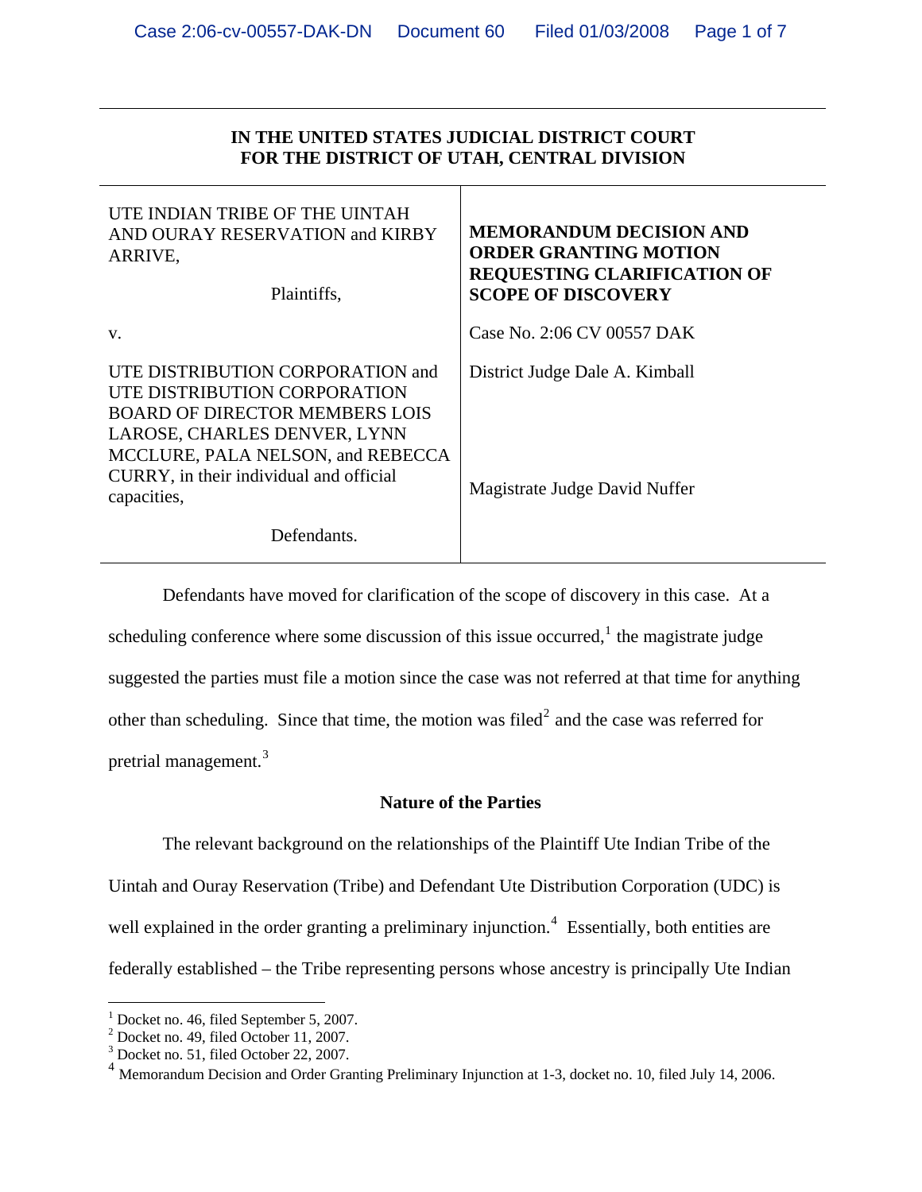**IN THE UNITED STATES JUDICIAL DISTRICT COURT**
**FOR THE DISTRICT OF UTAH, CENTRAL DIVISION**

| | |
|---|---|
| UTE INDIAN TRIBE OF THE UINTAH AND OURAY RESERVATION and KIRBY ARRIVE,<br><br>Plaintiffs, | **MEMORANDUM DECISION AND ORDER GRANTING MOTION REQUESTING CLARIFICATION OF SCOPE OF DISCOVERY** |
| v. | Case No. 2:06 CV 00557 DAK |
| UTE DISTRIBUTION CORPORATION and UTE DISTRIBUTION CORPORATION BOARD OF DIRECTOR MEMBERS LOIS LAROSE, CHARLES DENVER, LYNN MCCLURE, PALA NELSON, and REBECCA CURRY, in their individual and official capacities,<br><br>Defendants. | District Judge Dale A. Kimball<br><br>Magistrate Judge David Nuffer |

Defendants have moved for clarification of the scope of discovery in this case. At a scheduling conference where some discussion of this issue occurred,[1] the magistrate judge suggested the parties must file a motion since the case was not referred at that time for anything other than scheduling. Since that time, the motion was filed[2] and the case was referred for pretrial management.[3]

## Nature of the Parties

The relevant background on the relationships of the Plaintiff Ute Indian Tribe of the Uintah and Ouray Reservation (Tribe) and Defendant Ute Distribution Corporation (UDC) is well explained in the order granting a preliminary injunction.[4] Essentially, both entities are federally established – the Tribe representing persons whose ancestry is principally Ute Indian

---

[1] Docket no. 46, filed September 5, 2007.
[2] Docket no. 49, filed October 11, 2007.
[3] Docket no. 51, filed October 22, 2007.
[4] Memorandum Decision and Order Granting Preliminary Injunction at 1-3, docket no. 10, filed July 14, 2006.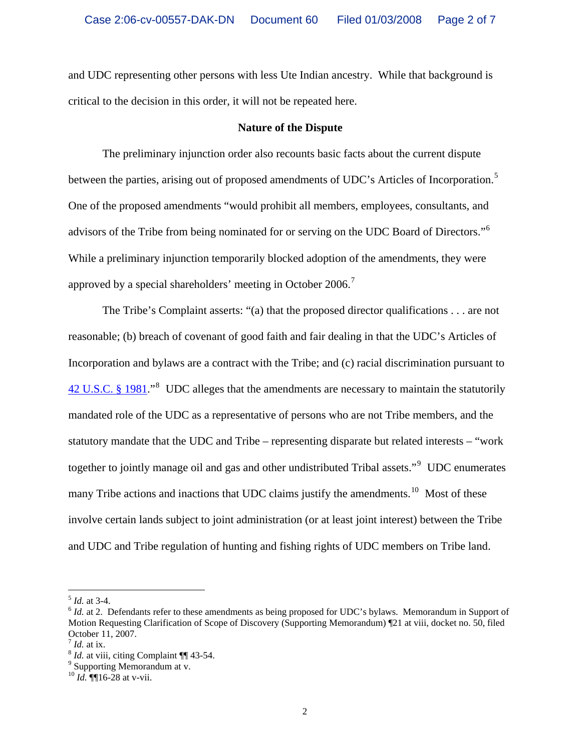and UDC representing other persons with less Ute Indian ancestry. While that background is critical to the decision in this order, it will not be repeated here.

**Nature of the Dispute**

The preliminary injunction order also recounts basic facts about the current dispute between the parties, arising out of proposed amendments of UDC's Articles of Incorporation.[5] One of the proposed amendments "would prohibit all members, employees, consultants, and advisors of the Tribe from being nominated for or serving on the UDC Board of Directors."[6] While a preliminary injunction temporarily blocked adoption of the amendments, they were approved by a special shareholders' meeting in October 2006.[7]

The Tribe's Complaint asserts: "(a) that the proposed director qualifications . . . are not reasonable; (b) breach of covenant of good faith and fair dealing in that the UDC's Articles of Incorporation and bylaws are a contract with the Tribe; and (c) racial discrimination pursuant to 42 U.S.C. § 1981."[8] UDC alleges that the amendments are necessary to maintain the statutorily mandated role of the UDC as a representative of persons who are not Tribe members, and the statutory mandate that the UDC and Tribe – representing disparate but related interests – "work together to jointly manage oil and gas and other undistributed Tribal assets."[9] UDC enumerates many Tribe actions and inactions that UDC claims justify the amendments.[10] Most of these involve certain lands subject to joint administration (or at least joint interest) between the Tribe and UDC and Tribe regulation of hunting and fishing rights of UDC members on Tribe land.

---

[5] *Id.* at 3-4.

[6] *Id.* at 2. Defendants refer to these amendments as being proposed for UDC's bylaws. Memorandum in Support of Motion Requesting Clarification of Scope of Discovery (Supporting Memorandum) ¶21 at viii, docket no. 50, filed October 11, 2007.

[7] *Id.* at ix.

[8] *Id.* at viii, citing Complaint ¶¶ 43-54.

[9] Supporting Memorandum at v.

[10] *Id.* ¶¶16-28 at v-vii.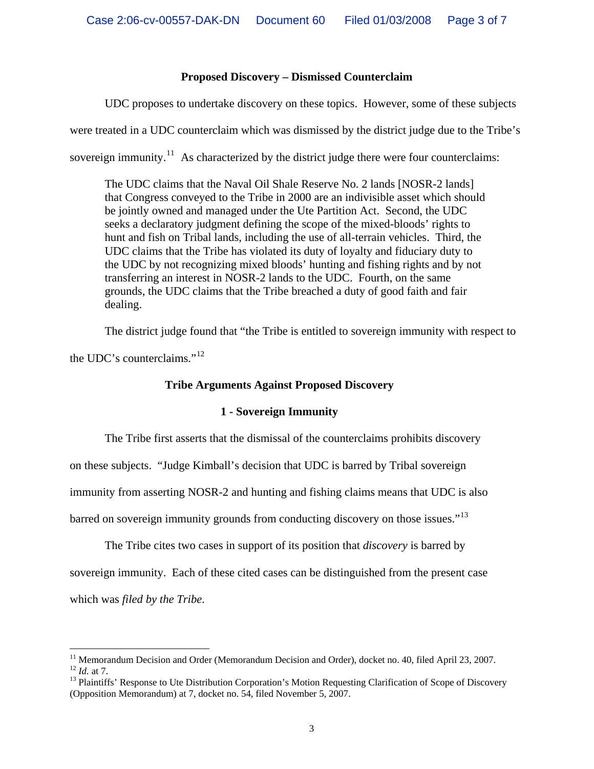**Proposed Discovery – Dismissed Counterclaim**

UDC proposes to undertake discovery on these topics. However, some of these subjects were treated in a UDC counterclaim which was dismissed by the district judge due to the Tribe's sovereign immunity.[11] As characterized by the district judge there were four counterclaims:

> The UDC claims that the Naval Oil Shale Reserve No. 2 lands [NOSR-2 lands] that Congress conveyed to the Tribe in 2000 are an indivisible asset which should be jointly owned and managed under the Ute Partition Act. Second, the UDC seeks a declaratory judgment defining the scope of the mixed-bloods' rights to hunt and fish on Tribal lands, including the use of all-terrain vehicles. Third, the UDC claims that the Tribe has violated its duty of loyalty and fiduciary duty to the UDC by not recognizing mixed bloods' hunting and fishing rights and by not transferring an interest in NOSR-2 lands to the UDC. Fourth, on the same grounds, the UDC claims that the Tribe breached a duty of good faith and fair dealing.

The district judge found that "the Tribe is entitled to sovereign immunity with respect to the UDC's counterclaims."[12]

**Tribe Arguments Against Proposed Discovery**

**1 - Sovereign Immunity**

The Tribe first asserts that the dismissal of the counterclaims prohibits discovery on these subjects. "Judge Kimball's decision that UDC is barred by Tribal sovereign immunity from asserting NOSR-2 and hunting and fishing claims means that UDC is also barred on sovereign immunity grounds from conducting discovery on those issues."[13]

The Tribe cites two cases in support of its position that *discovery* is barred by sovereign immunity. Each of these cited cases can be distinguished from the present case which was *filed by the Tribe.*

---

[11] Memorandum Decision and Order (Memorandum Decision and Order), docket no. 40, filed April 23, 2007.
[12] *Id.* at 7.
[13] Plaintiffs' Response to Ute Distribution Corporation's Motion Requesting Clarification of Scope of Discovery (Opposition Memorandum) at 7, docket no. 54, filed November 5, 2007.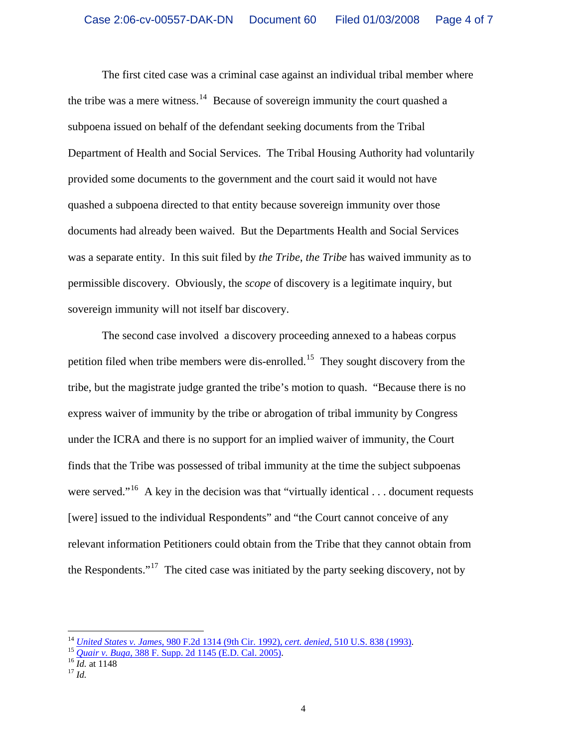The first cited case was a criminal case against an individual tribal member where the tribe was a mere witness.[14] Because of sovereign immunity the court quashed a subpoena issued on behalf of the defendant seeking documents from the Tribal Department of Health and Social Services. The Tribal Housing Authority had voluntarily provided some documents to the government and the court said it would not have quashed a subpoena directed to that entity because sovereign immunity over those documents had already been waived. But the Departments Health and Social Services was a separate entity. In this suit filed by *the Tribe*, *the Tribe* has waived immunity as to permissible discovery. Obviously, the *scope* of discovery is a legitimate inquiry, but sovereign immunity will not itself bar discovery.

The second case involved a discovery proceeding annexed to a habeas corpus petition filed when tribe members were dis-enrolled.[15] They sought discovery from the tribe, but the magistrate judge granted the tribe's motion to quash. "Because there is no express waiver of immunity by the tribe or abrogation of tribal immunity by Congress under the ICRA and there is no support for an implied waiver of immunity, the Court finds that the Tribe was possessed of tribal immunity at the time the subject subpoenas were served."[16] A key in the decision was that "virtually identical . . . document requests [were] issued to the individual Respondents" and "the Court cannot conceive of any relevant information Petitioners could obtain from the Tribe that they cannot obtain from the Respondents."[17] The cited case was initiated by the party seeking discovery, not by

---

[14] *United States v. James*, 980 F.2d 1314 (9th Cir. 1992), *cert. denied*, 510 U.S. 838 (1993).

[15] *Quair v. Buga*, 388 F. Supp. 2d 1145 (E.D. Cal. 2005).

[16] *Id.* at 1148

[17] *Id.*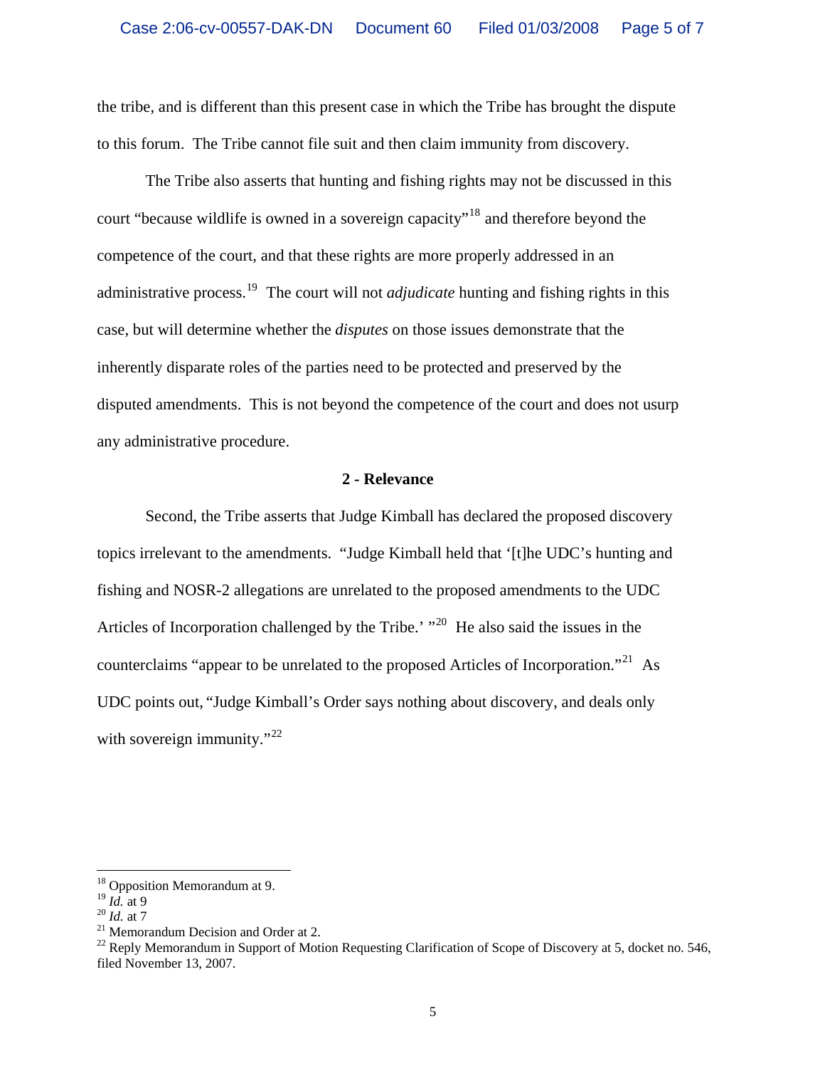the tribe, and is different than this present case in which the Tribe has brought the dispute to this forum. The Tribe cannot file suit and then claim immunity from discovery.

The Tribe also asserts that hunting and fishing rights may not be discussed in this court "because wildlife is owned in a sovereign capacity"[18] and therefore beyond the competence of the court, and that these rights are more properly addressed in an administrative process.[19] The court will not *adjudicate* hunting and fishing rights in this case, but will determine whether the *disputes* on those issues demonstrate that the inherently disparate roles of the parties need to be protected and preserved by the disputed amendments. This is not beyond the competence of the court and does not usurp any administrative procedure.

**2 - Relevance**

Second, the Tribe asserts that Judge Kimball has declared the proposed discovery topics irrelevant to the amendments. "Judge Kimball held that '[t]he UDC's hunting and fishing and NOSR-2 allegations are unrelated to the proposed amendments to the UDC Articles of Incorporation challenged by the Tribe.' "[20] He also said the issues in the counterclaims "appear to be unrelated to the proposed Articles of Incorporation."[21] As UDC points out, "Judge Kimball's Order says nothing about discovery, and deals only with sovereign immunity."[22]

---

[18] Opposition Memorandum at 9.
[19] *Id.* at 9
[20] *Id.* at 7
[21] Memorandum Decision and Order at 2.
[22] Reply Memorandum in Support of Motion Requesting Clarification of Scope of Discovery at 5, docket no. 546, filed November 13, 2007.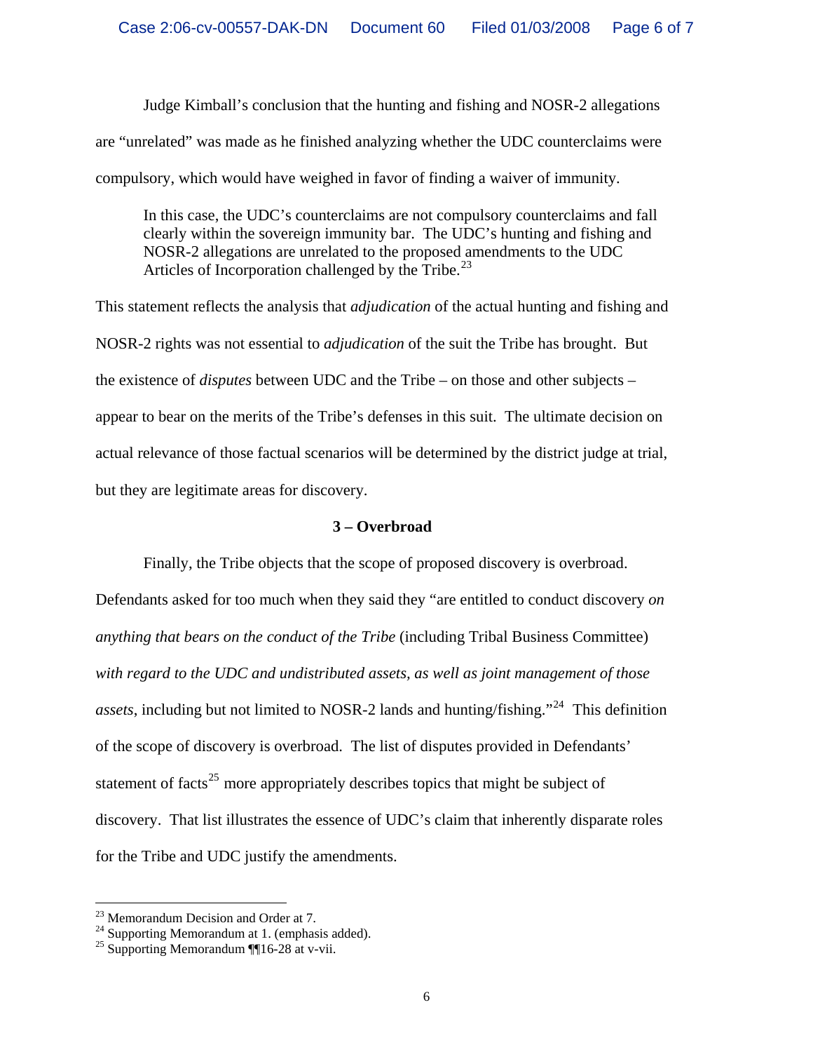Judge Kimball's conclusion that the hunting and fishing and NOSR-2 allegations are "unrelated" was made as he finished analyzing whether the UDC counterclaims were compulsory, which would have weighed in favor of finding a waiver of immunity.

> In this case, the UDC's counterclaims are not compulsory counterclaims and fall clearly within the sovereign immunity bar. The UDC's hunting and fishing and NOSR-2 allegations are unrelated to the proposed amendments to the UDC Articles of Incorporation challenged by the Tribe.[23]

This statement reflects the analysis that *adjudication* of the actual hunting and fishing and NOSR-2 rights was not essential to *adjudication* of the suit the Tribe has brought. But the existence of *disputes* between UDC and the Tribe – on those and other subjects – appear to bear on the merits of the Tribe's defenses in this suit. The ultimate decision on actual relevance of those factual scenarios will be determined by the district judge at trial, but they are legitimate areas for discovery.

**3 – Overbroad**

Finally, the Tribe objects that the scope of proposed discovery is overbroad. Defendants asked for too much when they said they "are entitled to conduct discovery *on anything that bears on the conduct of the Tribe* (including Tribal Business Committee) *with regard to the UDC and undistributed assets, as well as joint management of those assets*, including but not limited to NOSR-2 lands and hunting/fishing."[24] This definition of the scope of discovery is overbroad. The list of disputes provided in Defendants' statement of facts[25] more appropriately describes topics that might be subject of discovery. That list illustrates the essence of UDC's claim that inherently disparate roles for the Tribe and UDC justify the amendments.

---

[23] Memorandum Decision and Order at 7.

[24] Supporting Memorandum at 1. (emphasis added).

[25] Supporting Memorandum ¶¶16-28 at v-vii.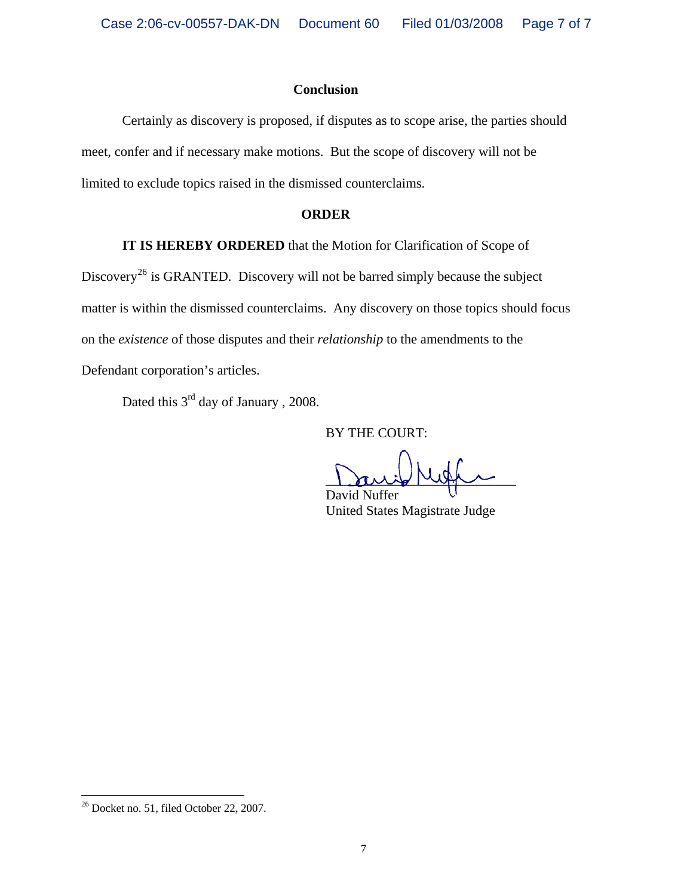## Conclusion

Certainly as discovery is proposed, if disputes as to scope arise, the parties should meet, confer and if necessary make motions. But the scope of discovery will not be limited to exclude topics raised in the dismissed counterclaims.

## ORDER

**IT IS HEREBY ORDERED** that the Motion for Clarification of Scope of Discovery[26] is GRANTED. Discovery will not be barred simply because the subject matter is within the dismissed counterclaims. Any discovery on those topics should focus on the *existence* of those disputes and their *relationship* to the amendments to the Defendant corporation's articles.

Dated this 3rd day of January , 2008.

BY THE COURT:

David Nuffer
United States Magistrate Judge

---

[26] Docket no. 51, filed October 22, 2007.